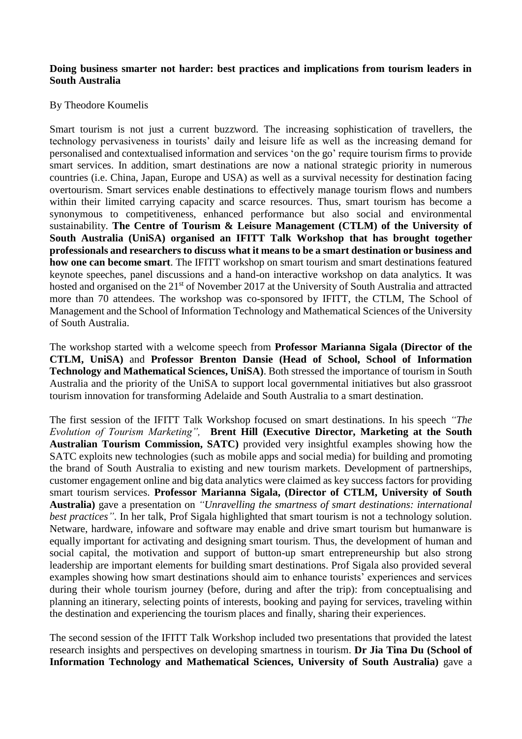**Doing business smarter not harder: best practices and implications from tourism leaders in South Australia**

By Theodore Koumelis

Smart tourism is not just a current buzzword. The increasing sophistication of travellers, the technology pervasiveness in tourists' daily and leisure life as well as the increasing demand for personalised and contextualised information and services 'on the go' require tourism firms to provide smart services. In addition, smart destinations are now a national strategic priority in numerous countries (i.e. China, Japan, Europe and USA) as well as a survival necessity for destination facing overtourism. Smart services enable destinations to effectively manage tourism flows and numbers within their limited carrying capacity and scarce resources. Thus, smart tourism has become a synonymous to competitiveness, enhanced performance but also social and environmental sustainability. **The Centre of Tourism & Leisure Management (CTLM) of the University of South Australia (UniSA) organised an IFITT Talk Workshop that has brought together professionals and researchers to discuss what it means to be a smart destination or business and how one can become smart**. The IFITT workshop on smart tourism and smart destinations featured keynote speeches, panel discussions and a hand-on interactive workshop on data analytics. It was hosted and organised on the 21st of November 2017 at the University of South Australia and attracted more than 70 attendees. The workshop was co-sponsored by IFITT, the CTLM, The School of Management and the School of Information Technology and Mathematical Sciences of the University of South Australia.

The workshop started with a welcome speech from **Professor Marianna Sigala (Director of the CTLM, UniSA)** and **Professor Brenton Dansie (Head of School, School of Information Technology and Mathematical Sciences, UniSA)**. Both stressed the importance of tourism in South Australia and the priority of the UniSA to support local governmental initiatives but also grassroot tourism innovation for transforming Adelaide and South Australia to a smart destination.

The first session of the IFITT Talk Workshop focused on smart destinations. In his speech *"The Evolution of Tourism Marketing",* **Brent Hill (Executive Director, Marketing at the South Australian Tourism Commission, SATC)** provided very insightful examples showing how the SATC exploits new technologies (such as mobile apps and social media) for building and promoting the brand of South Australia to existing and new tourism markets. Development of partnerships, customer engagement online and big data analytics were claimed as key success factors for providing smart tourism services. **Professor Marianna Sigala, (Director of CTLM, University of South Australia)** gave a presentation on *"Unravelling the smartness of smart destinations: international best practices"*. In her talk, Prof Sigala highlighted that smart tourism is not a technology solution. Netware, hardware, infoware and software may enable and drive smart tourism but humanware is equally important for activating and designing smart tourism. Thus, the development of human and social capital, the motivation and support of button-up smart entrepreneurship but also strong leadership are important elements for building smart destinations. Prof Sigala also provided several examples showing how smart destinations should aim to enhance tourists' experiences and services during their whole tourism journey (before, during and after the trip): from conceptualising and planning an itinerary, selecting points of interests, booking and paying for services, traveling within the destination and experiencing the tourism places and finally, sharing their experiences.

The second session of the IFITT Talk Workshop included two presentations that provided the latest research insights and perspectives on developing smartness in tourism. **Dr Jia Tina Du (School of Information Technology and Mathematical Sciences, University of South Australia)** gave a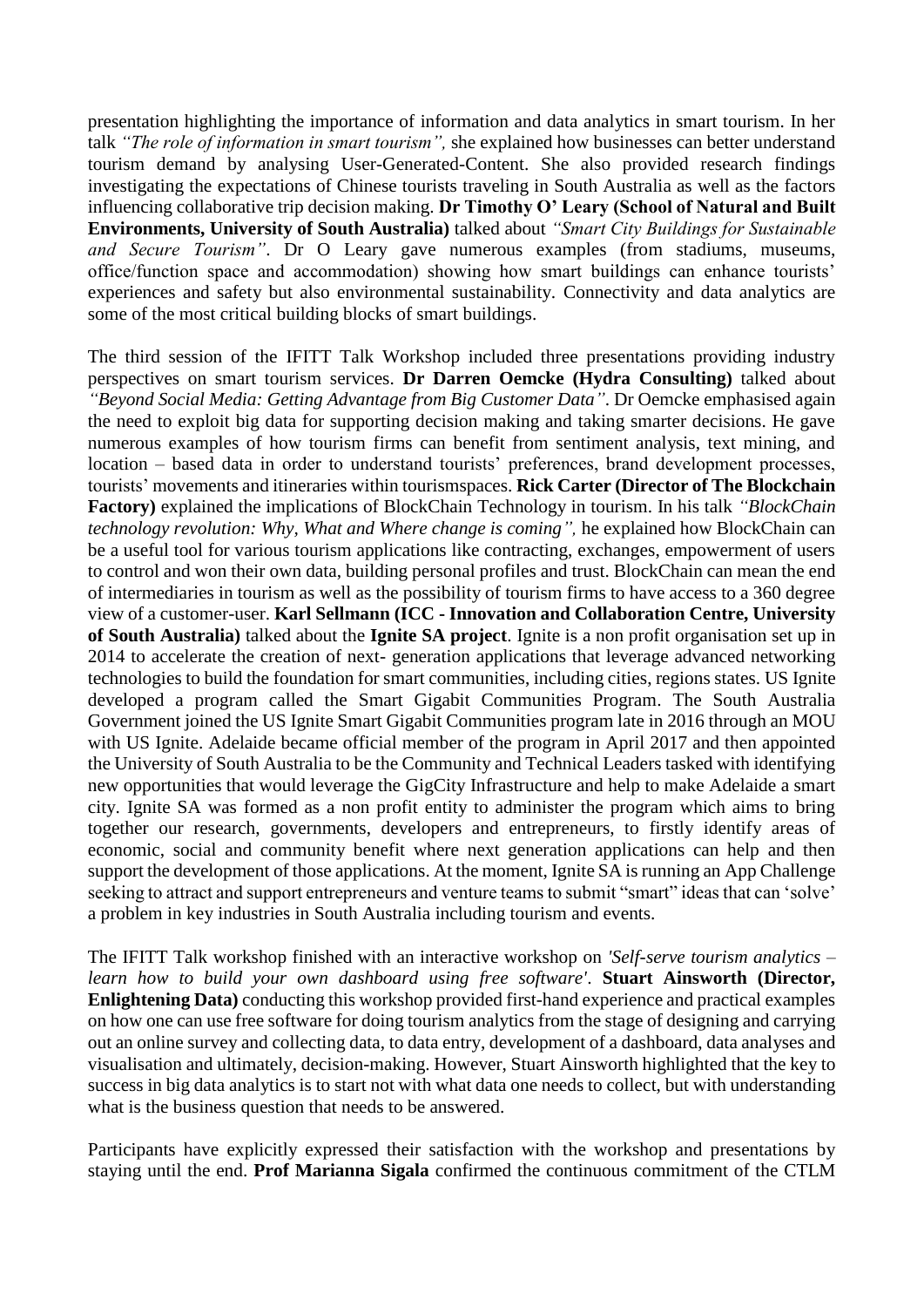presentation highlighting the importance of information and data analytics in smart tourism. In her talk *"The role of information in smart tourism",* she explained how businesses can better understand tourism demand by analysing User-Generated-Content. She also provided research findings investigating the expectations of Chinese tourists traveling in South Australia as well as the factors influencing collaborative trip decision making. **Dr Timothy O' Leary (School of Natural and Built Environments, University of South Australia)** talked about *"Smart City Buildings for Sustainable and Secure Tourism"*. Dr O Leary gave numerous examples (from stadiums, museums, office/function space and accommodation) showing how smart buildings can enhance tourists' experiences and safety but also environmental sustainability. Connectivity and data analytics are some of the most critical building blocks of smart buildings.

The third session of the IFITT Talk Workshop included three presentations providing industry perspectives on smart tourism services. **Dr Darren Oemcke (Hydra Consulting)** talked about *"Beyond Social Media: Getting Advantage from Big Customer Data"*. Dr Oemcke emphasised again the need to exploit big data for supporting decision making and taking smarter decisions. He gave numerous examples of how tourism firms can benefit from sentiment analysis, text mining, and location – based data in order to understand tourists' preferences, brand development processes, tourists' movements and itineraries within tourismspaces. **Rick Carter (Director of The Blockchain Factory)** explained the implications of BlockChain Technology in tourism. In his talk *"BlockChain technology revolution: Why, What and Where change is coming",* he explained how BlockChain can be a useful tool for various tourism applications like contracting, exchanges, empowerment of users to control and won their own data, building personal profiles and trust. BlockChain can mean the end of intermediaries in tourism as well as the possibility of tourism firms to have access to a 360 degree view of a customer-user. **Karl Sellmann (ICC - Innovation and Collaboration Centre, University of South Australia)** talked about the **Ignite SA project**. Ignite is a non profit organisation set up in 2014 to accelerate the creation of next- generation applications that leverage advanced networking technologies to build the foundation for smart communities, including cities, regions states. US Ignite developed a program called the Smart Gigabit Communities Program. The South Australia Government joined the US Ignite Smart Gigabit Communities program late in 2016 through an MOU with US Ignite. Adelaide became official member of the program in April 2017 and then appointed the University of South Australia to be the Community and Technical Leaders tasked with identifying new opportunities that would leverage the GigCity Infrastructure and help to make Adelaide a smart city. Ignite SA was formed as a non profit entity to administer the program which aims to bring together our research, governments, developers and entrepreneurs, to firstly identify areas of economic, social and community benefit where next generation applications can help and then support the development of those applications. At the moment, Ignite SA is running an App Challenge seeking to attract and support entrepreneurs and venture teams to submit "smart" ideas that can 'solve' a problem in key industries in South Australia including tourism and events.

The IFITT Talk workshop finished with an interactive workshop on *'Self-serve tourism analytics – learn how to build your own dashboard using free software'*. **Stuart Ainsworth (Director, Enlightening Data)** conducting this workshop provided first-hand experience and practical examples on how one can use free software for doing tourism analytics from the stage of designing and carrying out an online survey and collecting data, to data entry, development of a dashboard, data analyses and visualisation and ultimately, decision-making. However, Stuart Ainsworth highlighted that the key to success in big data analytics is to start not with what data one needs to collect, but with understanding what is the business question that needs to be answered.

Participants have explicitly expressed their satisfaction with the workshop and presentations by staying until the end. **Prof Marianna Sigala** confirmed the continuous commitment of the CTLM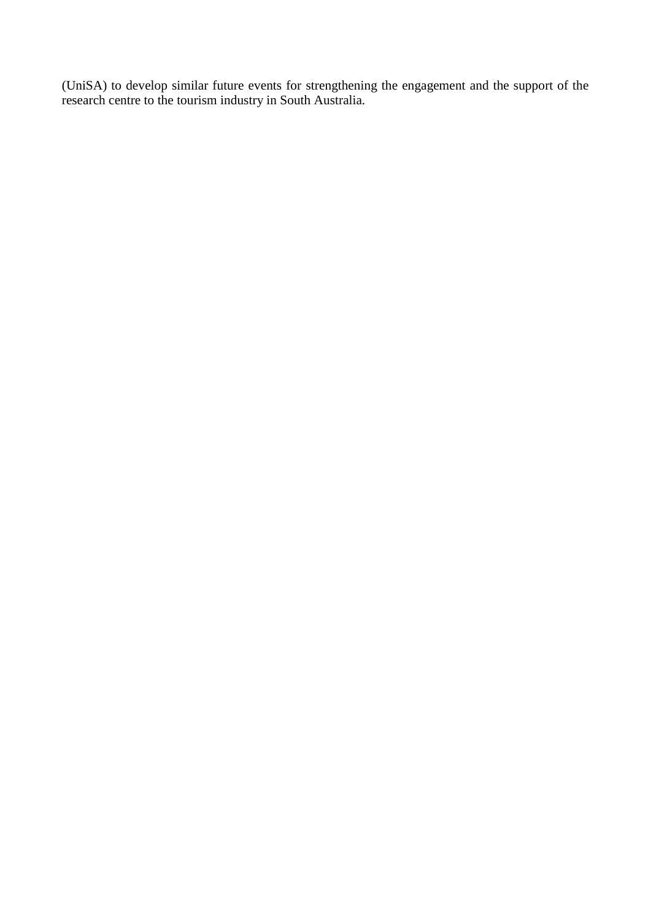(UniSA) to develop similar future events for strengthening the engagement and the support of the research centre to the tourism industry in South Australia.